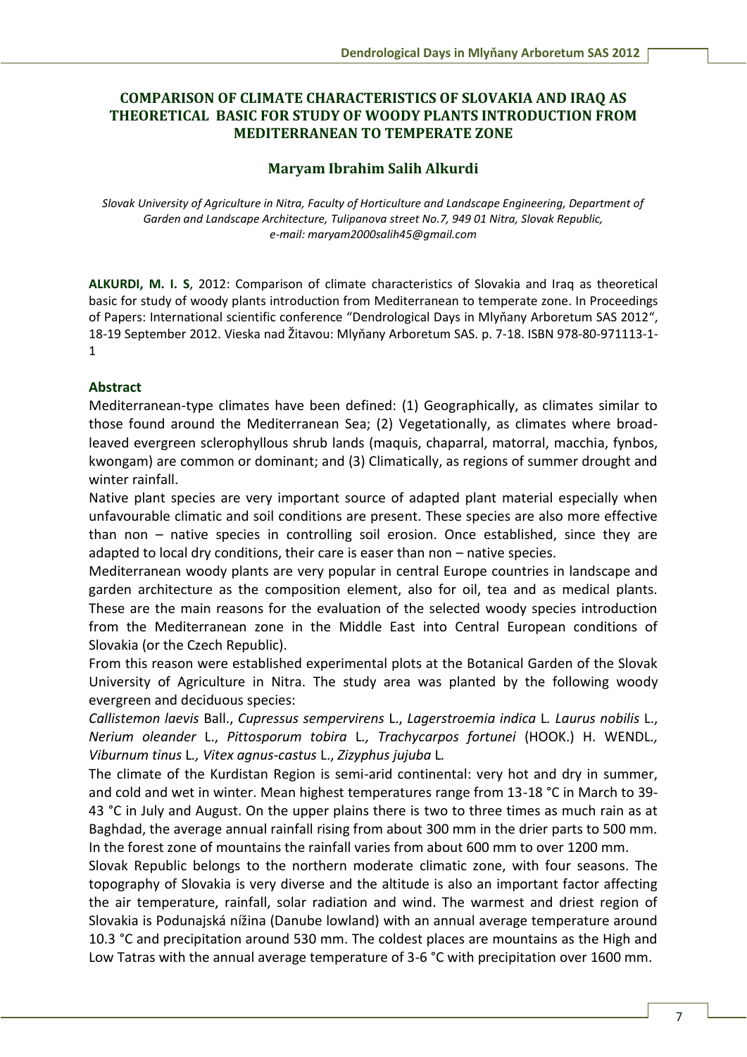# COMPARISON OF CLIMATE CHARACTERISTICS OF SLOVAKIA AND IRAQ AS THEORETICAL BASIC FOR STUDY OF WOODY PLANTS INTRODUCTION FROM MEDITERRANEAN TO TEMPERATE ZONE

## Maryam Ibrahim Salih Alkurdi

*Slovak University of Agriculture in Nitra, Faculty of Horticulture and Landscape Engineering, Department of Garden and Landscape Architecture, Tulipanova street No.7, 949 01 Nitra, Slovak Republic, e-mail: maryam2000salih45@gmail.com*

**ALKURDI, M. I. S**, 2012: Comparison of climate characteristics of Slovakia and Iraq as theoretical basic for study of woody plants introduction from Mediterranean to temperate zone. In Proceedings of Papers: International scientific conference "Dendrological Days in Mlyňany Arboretum SAS 2012", 18-19 September 2012. Vieska nad Žitavou: Mlyňany Arboretum SAS. p. 7-18. ISBN 978-80-971113-1-1

### Abstract

Mediterranean-type climates have been defined: (1) Geographically, as climates similar to those found around the Mediterranean Sea; (2) Vegetationally, as climates where broad-leaved evergreen sclerophyllous shrub lands (maquis, chaparral, matorral, macchia, fynbos, kwongam) are common or dominant; and (3) Climatically, as regions of summer drought and winter rainfall.

Native plant species are very important source of adapted plant material especially when unfavourable climatic and soil conditions are present. These species are also more effective than non – native species in controlling soil erosion. Once established, since they are adapted to local dry conditions, their care is easer than non – native species.

Mediterranean woody plants are very popular in central Europe countries in landscape and garden architecture as the composition element, also for oil, tea and as medical plants. These are the main reasons for the evaluation of the selected woody species introduction from the Mediterranean zone in the Middle East into Central European conditions of Slovakia (or the Czech Republic).

From this reason were established experimental plots at the Botanical Garden of the Slovak University of Agriculture in Nitra. The study area was planted by the following woody evergreen and deciduous species:

*Callistemon laevis* Ball., *Cupressus sempervirens* L., *Lagerstroemia indica* L. *Laurus nobilis* L., *Nerium oleander* L., *Pittosporum tobira* L., *Trachycarpos fortunei* (HOOK.) H. WENDL., *Viburnum tinus* L., *Vitex agnus-castus* L., *Zizyphus jujuba* L.

The climate of the Kurdistan Region is semi-arid continental: very hot and dry in summer, and cold and wet in winter. Mean highest temperatures range from 13-18 °C in March to 39-43 °C in July and August. On the upper plains there is two to three times as much rain as at Baghdad, the average annual rainfall rising from about 300 mm in the drier parts to 500 mm. In the forest zone of mountains the rainfall varies from about 600 mm to over 1200 mm.

Slovak Republic belongs to the northern moderate climatic zone, with four seasons. The topography of Slovakia is very diverse and the altitude is also an important factor affecting the air temperature, rainfall, solar radiation and wind. The warmest and driest region of Slovakia is Podunajská nížina (Danube lowland) with an annual average temperature around 10.3 °C and precipitation around 530 mm. The coldest places are mountains as the High and Low Tatras with the annual average temperature of 3-6 °C with precipitation over 1600 mm.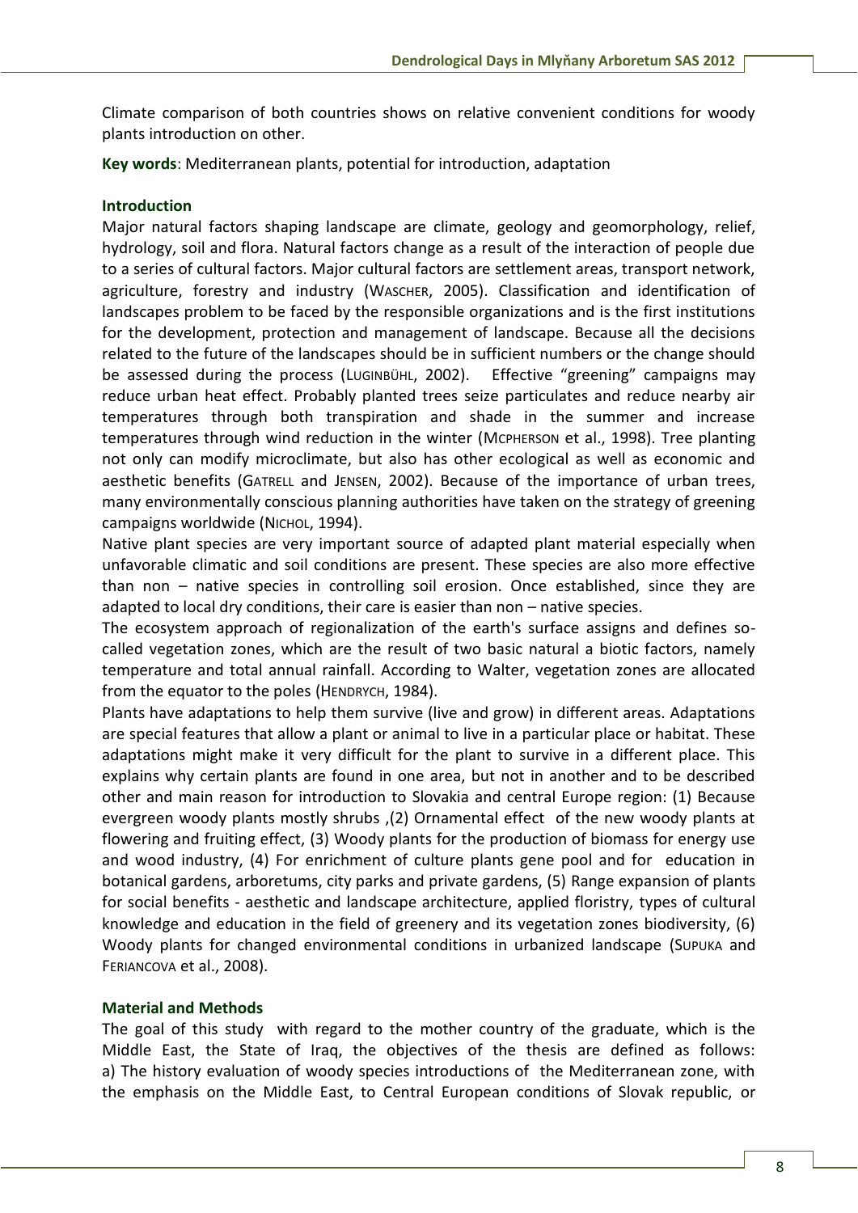Climate comparison of both countries shows on relative convenient conditions for woody plants introduction on other.

**Key words**: Mediterranean plants, potential for introduction, adaptation

## Introduction

Major natural factors shaping landscape are climate, geology and geomorphology, relief, hydrology, soil and flora. Natural factors change as a result of the interaction of people due to a series of cultural factors. Major cultural factors are settlement areas, transport network, agriculture, forestry and industry (WASCHER, 2005). Classification and identification of landscapes problem to be faced by the responsible organizations and is the first institutions for the development, protection and management of landscape. Because all the decisions related to the future of the landscapes should be in sufficient numbers or the change should be assessed during the process (LUGINBÜHL, 2002). Effective "greening" campaigns may reduce urban heat effect. Probably planted trees seize particulates and reduce nearby air temperatures through both transpiration and shade in the summer and increase temperatures through wind reduction in the winter (MCPHERSON et al., 1998). Tree planting not only can modify microclimate, but also has other ecological as well as economic and aesthetic benefits (GATRELL and JENSEN, 2002). Because of the importance of urban trees, many environmentally conscious planning authorities have taken on the strategy of greening campaigns worldwide (NICHOL, 1994).

Native plant species are very important source of adapted plant material especially when unfavorable climatic and soil conditions are present. These species are also more effective than non – native species in controlling soil erosion. Once established, since they are adapted to local dry conditions, their care is easier than non – native species.

The ecosystem approach of regionalization of the earth's surface assigns and defines so-called vegetation zones, which are the result of two basic natural a biotic factors, namely temperature and total annual rainfall. According to Walter, vegetation zones are allocated from the equator to the poles (HENDRYCH, 1984).

Plants have adaptations to help them survive (live and grow) in different areas. Adaptations are special features that allow a plant or animal to live in a particular place or habitat. These adaptations might make it very difficult for the plant to survive in a different place. This explains why certain plants are found in one area, but not in another and to be described other and main reason for introduction to Slovakia and central Europe region: (1) Because evergreen woody plants mostly shrubs ,(2) Ornamental effect of the new woody plants at flowering and fruiting effect, (3) Woody plants for the production of biomass for energy use and wood industry, (4) For enrichment of culture plants gene pool and for education in botanical gardens, arboretums, city parks and private gardens, (5) Range expansion of plants for social benefits - aesthetic and landscape architecture, applied floristry, types of cultural knowledge and education in the field of greenery and its vegetation zones biodiversity, (6) Woody plants for changed environmental conditions in urbanized landscape (SUPUKA and FERIANCOVA et al., 2008).

## Material and Methods

The goal of this study with regard to the mother country of the graduate, which is the Middle East, the State of Iraq, the objectives of the thesis are defined as follows: a) The history evaluation of woody species introductions of the Mediterranean zone, with the emphasis on the Middle East, to Central European conditions of Slovak republic, or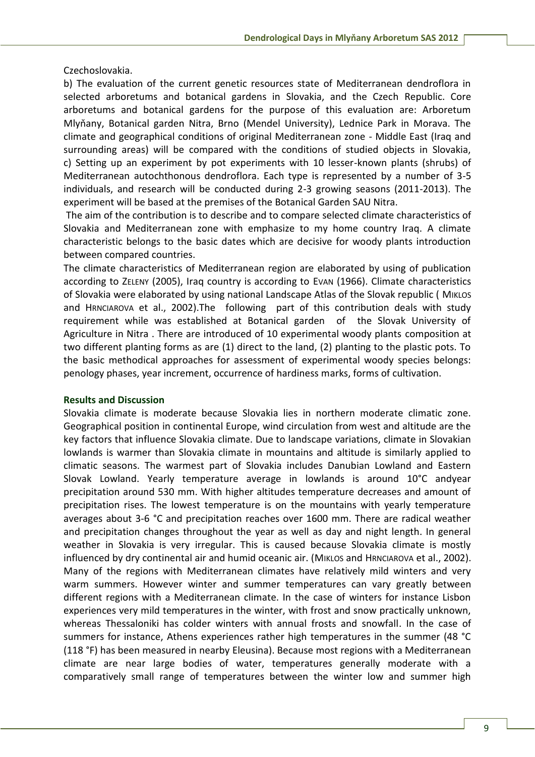Czechoslovakia.

b) The evaluation of the current genetic resources state of Mediterranean dendroflora in selected arboretums and botanical gardens in Slovakia, and the Czech Republic. Core arboretums and botanical gardens for the purpose of this evaluation are: Arboretum Mlyňany, Botanical garden Nitra, Brno (Mendel University), Lednice Park in Morava. The climate and geographical conditions of original Mediterranean zone - Middle East (Iraq and surrounding areas) will be compared with the conditions of studied objects in Slovakia,

c) Setting up an experiment by pot experiments with 10 lesser-known plants (shrubs) of Mediterranean autochthonous dendroflora. Each type is represented by a number of 3-5 individuals, and research will be conducted during 2-3 growing seasons (2011-2013). The experiment will be based at the premises of the Botanical Garden SAU Nitra.

The aim of the contribution is to describe and to compare selected climate characteristics of Slovakia and Mediterranean zone with emphasize to my home country Iraq. A climate characteristic belongs to the basic dates which are decisive for woody plants introduction between compared countries.

The climate characteristics of Mediterranean region are elaborated by using of publication according to ZELENY (2005), Iraq country is according to EVAN (1966). Climate characteristics of Slovakia were elaborated by using national Landscape Atlas of the Slovak republic ( MIKLOS and HRNCIAROVA et al., 2002).The following part of this contribution deals with study requirement while was established at Botanical garden of the Slovak University of Agriculture in Nitra . There are introduced of 10 experimental woody plants composition at two different planting forms as are (1) direct to the land, (2) planting to the plastic pots. To the basic methodical approaches for assessment of experimental woody species belongs: penology phases, year increment, occurrence of hardiness marks, forms of cultivation.

## Results and Discussion

Slovakia climate is moderate because Slovakia lies in northern moderate climatic zone. Geographical position in continental Europe, wind circulation from west and altitude are the key factors that influence Slovakia climate. Due to landscape variations, climate in Slovakian lowlands is warmer than Slovakia climate in mountains and altitude is similarly applied to climatic seasons. The warmest part of Slovakia includes Danubian Lowland and Eastern Slovak Lowland. Yearly temperature average in lowlands is around 10°C andyear precipitation around 530 mm. With higher altitudes temperature decreases and amount of precipitation rises. The lowest temperature is on the mountains with yearly temperature averages about 3-6 °C and precipitation reaches over 1600 mm. There are radical weather and precipitation changes throughout the year as well as day and night length. In general weather in Slovakia is very irregular. This is caused because Slovakia climate is mostly influenced by dry continental air and humid oceanic air. (MIKLOS and HRNCIAROVA et al., 2002). Many of the regions with Mediterranean climates have relatively mild winters and very warm summers. However winter and summer temperatures can vary greatly between different regions with a Mediterranean climate. In the case of winters for instance Lisbon experiences very mild temperatures in the winter, with frost and snow practically unknown, whereas Thessaloniki has colder winters with annual frosts and snowfall. In the case of summers for instance, Athens experiences rather high temperatures in the summer (48 °C (118 °F) has been measured in nearby Eleusina). Because most regions with a Mediterranean climate are near large bodies of water, temperatures generally moderate with a comparatively small range of temperatures between the winter low and summer high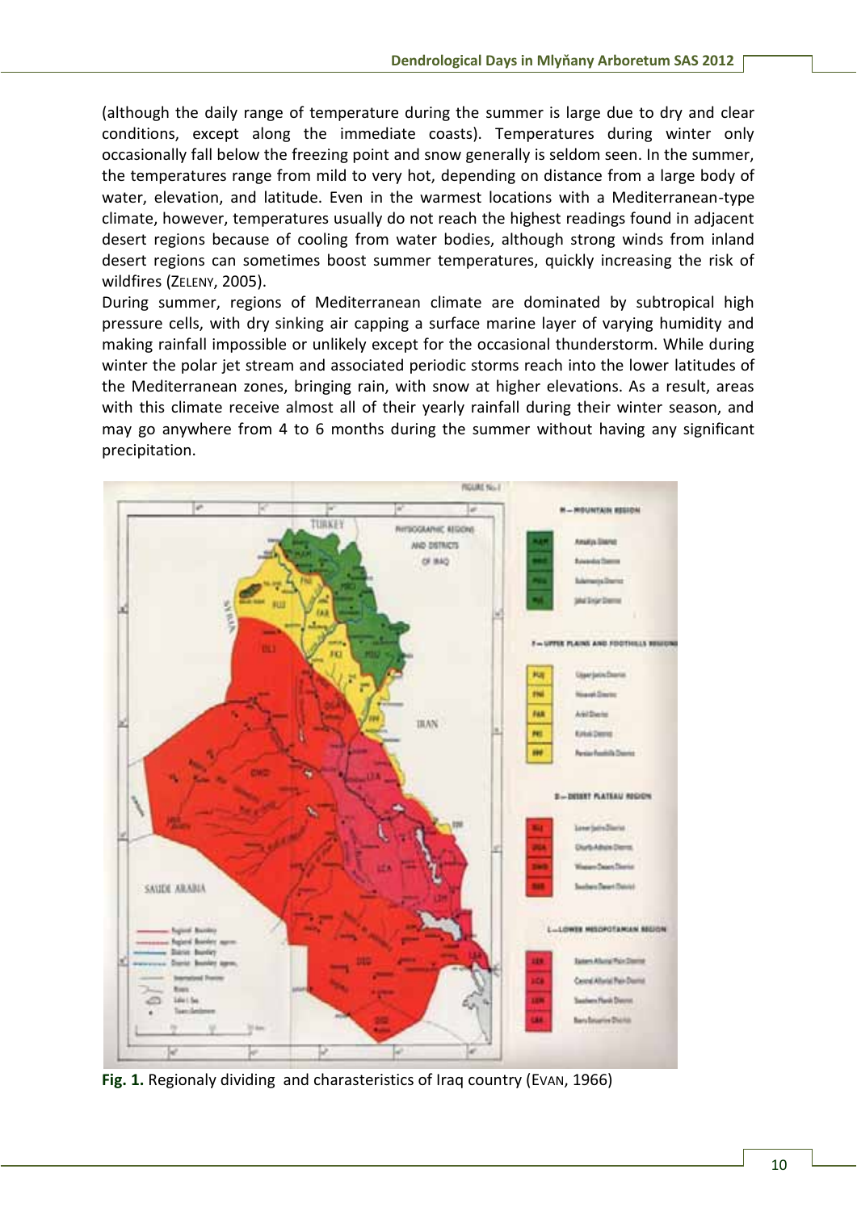(although the daily range of temperature during the summer is large due to dry and clear conditions, except along the immediate coasts). Temperatures during winter only occasionally fall below the freezing point and snow generally is seldom seen. In the summer, the temperatures range from mild to very hot, depending on distance from a large body of water, elevation, and latitude. Even in the warmest locations with a Mediterranean-type climate, however, temperatures usually do not reach the highest readings found in adjacent desert regions because of cooling from water bodies, although strong winds from inland desert regions can sometimes boost summer temperatures, quickly increasing the risk of wildfires (ZELENY, 2005).

During summer, regions of Mediterranean climate are dominated by subtropical high pressure cells, with dry sinking air capping a surface marine layer of varying humidity and making rainfall impossible or unlikely except for the occasional thunderstorm. While during winter the polar jet stream and associated periodic storms reach into the lower latitudes of the Mediterranean zones, bringing rain, with snow at higher elevations. As a result, areas with this climate receive almost all of their yearly rainfall during their winter season, and may go anywhere from 4 to 6 months during the summer without having any significant precipitation.

**Fig. 1.** Regionaly dividing and charasteristics of Iraq country (EVAN, 1966)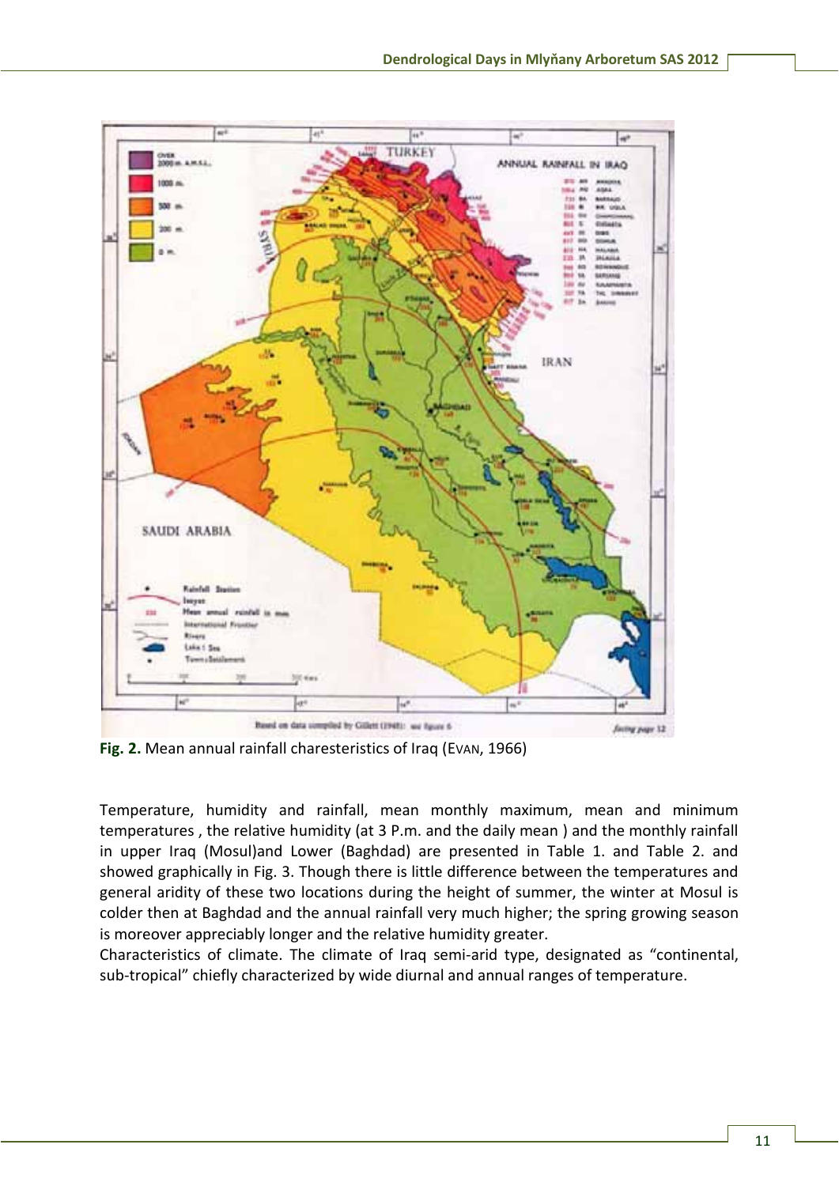**Fig. 2.** Mean annual rainfall charesteristics of Iraq (EVAN, 1966)

Temperature, humidity and rainfall, mean monthly maximum, mean and minimum temperatures , the relative humidity (at 3 P.m. and the daily mean ) and the monthly rainfall in upper Iraq (Mosul)and Lower (Baghdad) are presented in Table 1. and Table 2. and showed graphically in Fig. 3. Though there is little difference between the temperatures and general aridity of these two locations during the height of summer, the winter at Mosul is colder then at Baghdad and the annual rainfall very much higher; the spring growing season is moreover appreciably longer and the relative humidity greater.
Characteristics of climate. The climate of Iraq semi-arid type, designated as "continental, sub-tropical" chiefly characterized by wide diurnal and annual ranges of temperature.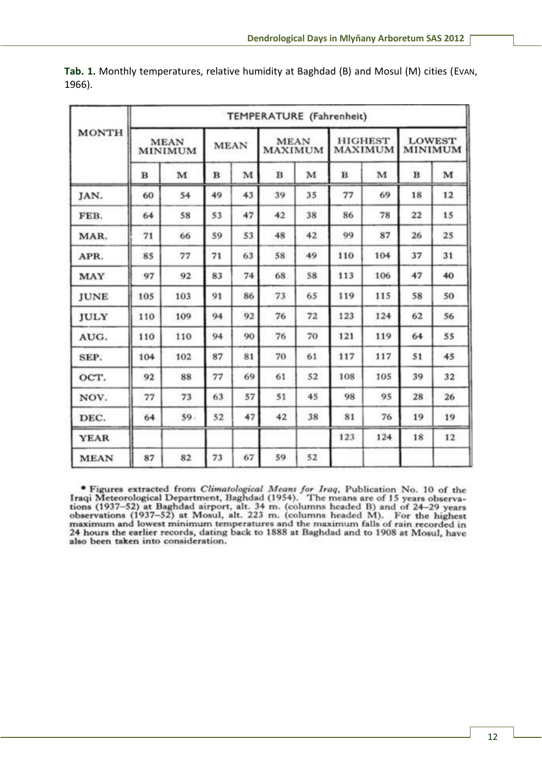**Tab. 1.** Monthly temperatures, relative humidity at Baghdad (B) and Mosul (M) cities (EVAN, 1966).

| MONTH | TEMPERATURE (Fahrenheit) | | | | | | | | | |
|---|---|---|---|---|---|---|---|---|---|---|
| | MEAN MINIMUM | | MEAN | | MEAN MAXIMUM | | HIGHEST MAXIMUM | | LOWEST MINIMUM | |
| | B | M | B | M | B | M | B | M | B | M |
| JAN. | 60 | 54 | 49 | 43 | 39 | 35 | 77 | 69 | 18 | 12 |
| FEB. | 64 | 58 | 53 | 47 | 42 | 38 | 86 | 78 | 22 | 15 |
| MAR. | 71 | 66 | 59 | 53 | 48 | 42 | 99 | 87 | 26 | 25 |
| APR. | 85 | 77 | 71 | 63 | 58 | 49 | 110 | 104 | 37 | 31 |
| MAY | 97 | 92 | 83 | 74 | 68 | 58 | 113 | 106 | 47 | 40 |
| JUNE | 105 | 103 | 91 | 86 | 73 | 65 | 119 | 115 | 58 | 50 |
| JULY | 110 | 109 | 94 | 92 | 76 | 72 | 123 | 124 | 62 | 56 |
| AUG. | 110 | 110 | 94 | 90 | 76 | 70 | 121 | 119 | 64 | 55 |
| SEP. | 104 | 102 | 87 | 81 | 70 | 61 | 117 | 117 | 51 | 45 |
| OCT. | 92 | 88 | 77 | 69 | 61 | 52 | 108 | 105 | 39 | 32 |
| NOV. | 77 | 73 | 63 | 57 | 51 | 45 | 98 | 95 | 28 | 26 |
| DEC. | 64 | 59 | 52 | 47 | 42 | 38 | 81 | 76 | 19 | 19 |
| YEAR | | | | | | | 123 | 124 | 18 | 12 |
| MEAN | 87 | 82 | 73 | 67 | 59 | 52 | | | | |

• Figures extracted from *Climatological Means for Iraq*, Publication No. 10 of the Iraqi Meteorological Department, Baghdad (1954). The means are of 15 years observations (1937–52) at Baghdad airport, alt. 34 m. (columns headed B) and of 24–29 years observations (1937–52) at Mosul, alt. 223 m. (columns headed M). For the highest maximum and lowest minimum temperatures and the maximum falls of rain recorded in 24 hours the earlier records, dating back to 1888 at Baghdad and to 1908 at Mosul, have also been taken into consideration.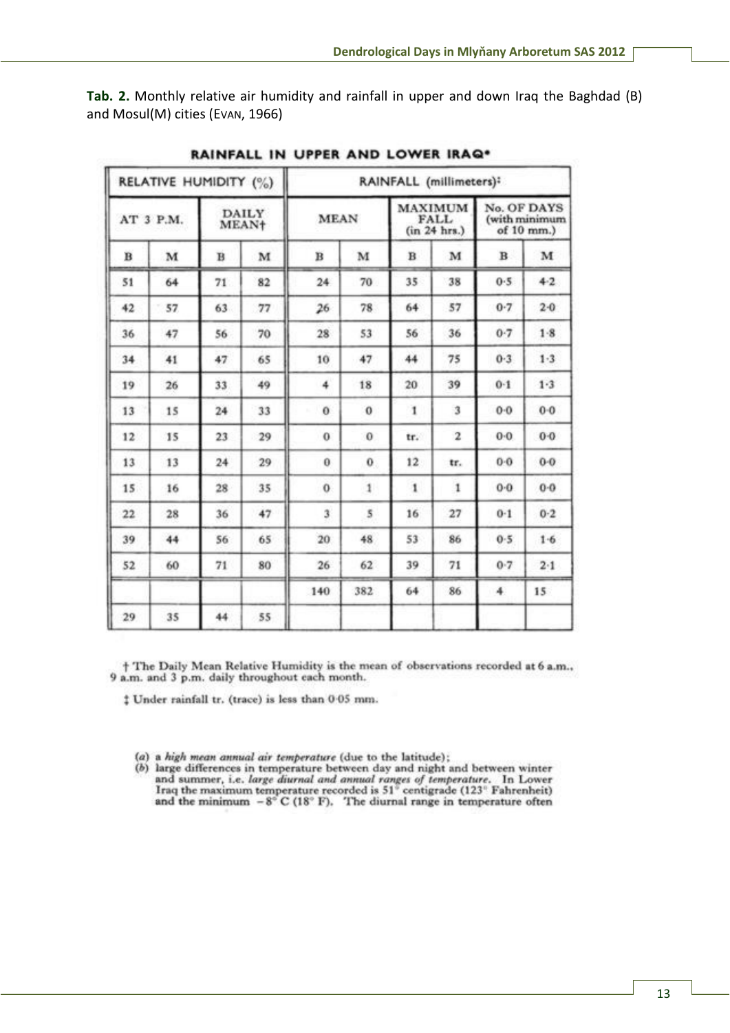**Tab. 2.** Monthly relative air humidity and rainfall in upper and down Iraq the Baghdad (B) and Mosul(M) cities (EVAN, 1966)

**RAINFALL IN UPPER AND LOWER IRAQ***

| RELATIVE HUMIDITY (%) | | | | RAINFALL (millimeters)‡ | | | | | |
|---|---|---|---|---|---|---|---|---|---|
| AT 3 P.M. | | DAILY MEAN† | | MEAN | | MAXIMUM FALL (in 24 hrs.) | | No. OF DAYS (with minimum of 10 mm.) | |
| B | M | B | M | B | M | B | M | B | M |
| 51 | 64 | 71 | 82 | 24 | 70 | 35 | 38 | 0·5 | 4·2 |
| 42 | 57 | 63 | 77 | 26 | 78 | 64 | 57 | 0·7 | 2·0 |
| 36 | 47 | 56 | 70 | 28 | 53 | 56 | 36 | 0·7 | 1·8 |
| 34 | 41 | 47 | 65 | 10 | 47 | 44 | 75 | 0·3 | 1·3 |
| 19 | 26 | 33 | 49 | 4 | 18 | 20 | 39 | 0·1 | 1·3 |
| 13 | 15 | 24 | 33 | 0 | 0 | 1 | 3 | 0·0 | 0·0 |
| 12 | 15 | 23 | 29 | 0 | 0 | tr. | 2 | 0·0 | 0·0 |
| 13 | 13 | 24 | 29 | 0 | 0 | 12 | tr. | 0·0 | 0·0 |
| 15 | 16 | 28 | 35 | 0 | 1 | 1 | 1 | 0·0 | 0·0 |
| 22 | 28 | 36 | 47 | 3 | 5 | 16 | 27 | 0·1 | 0·2 |
| 39 | 44 | 56 | 65 | 20 | 48 | 53 | 86 | 0·5 | 1·6 |
| 52 | 60 | 71 | 80 | 26 | 62 | 39 | 71 | 0·7 | 2·1 |
| | | | | 140 | 382 | 64 | 86 | 4 | 15 |
| 29 | 35 | 44 | 55 | | | | | | |

† The Daily Mean Relative Humidity is the mean of observations recorded at 6 a.m., 9 a.m. and 3 p.m. daily throughout each month.

‡ Under rainfall tr. (trace) is less than 0·05 mm.

(*a*) a *high mean annual air temperature* (due to the latitude);
(*b*) large differences in temperature between day and night and between winter and summer, i.e. *large diurnal and annual ranges of temperature*. In Lower Iraq the maximum temperature recorded is 51° centigrade (123° Fahrenheit) and the minimum −8° C (18° F). The diurnal range in temperature often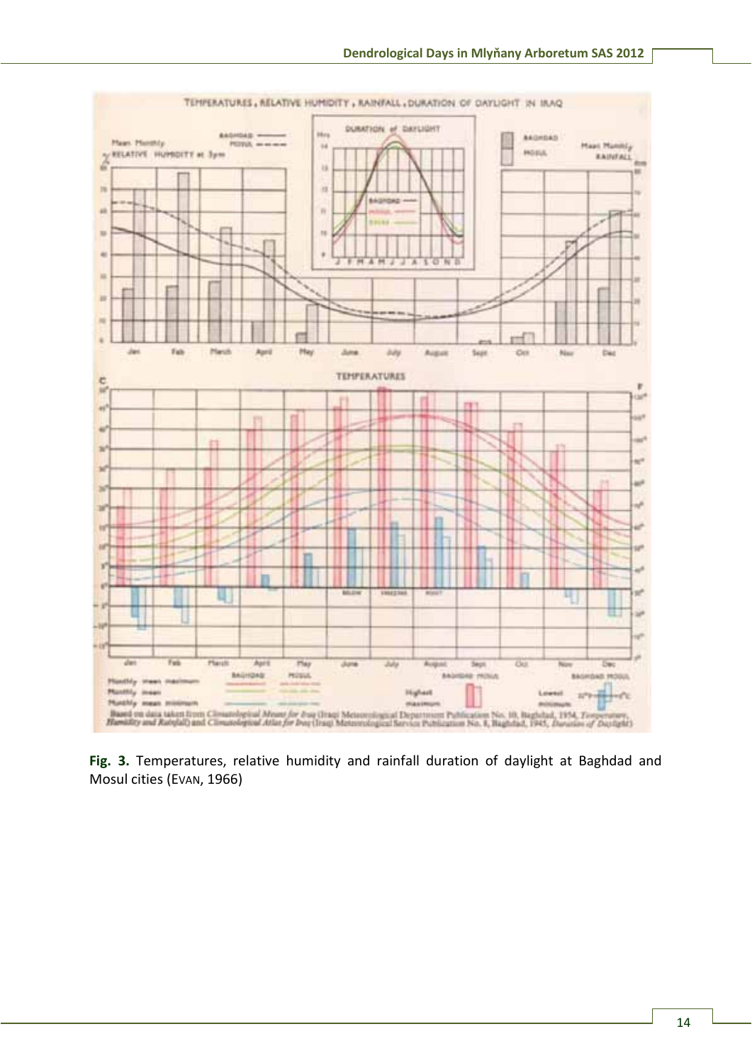**Fig. 3.** Temperatures, relative humidity and rainfall duration of daylight at Baghdad and Mosul cities (EVAN, 1966)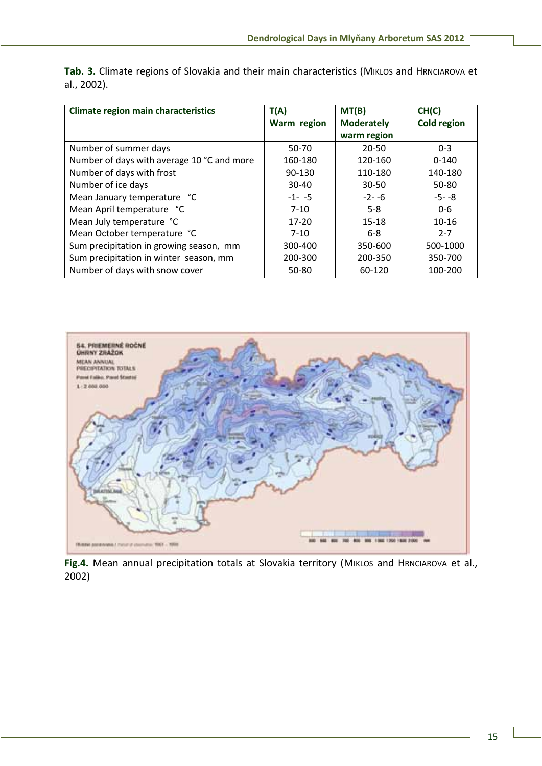**Tab. 3.** Climate regions of Slovakia and their main characteristics (Miklos and Hrnciarova et al., 2002).

| Climate region main characteristics | T(A) Warm region | MT(B) Moderately warm region | CH(C) Cold region |
|---|---|---|---|
| Number of summer days | 50-70 | 20-50 | 0-3 |
| Number of days with average 10 °C and more | 160-180 | 120-160 | 0-140 |
| Number of days with frost | 90-130 | 110-180 | 140-180 |
| Number of ice days | 30-40 | 30-50 | 50-80 |
| Mean January temperature °C | -1- -5 | -2- -6 | -5- -8 |
| Mean April temperature °C | 7-10 | 5-8 | 0-6 |
| Mean July temperature °C | 17-20 | 15-18 | 10-16 |
| Mean October temperature °C | 7-10 | 6-8 | 2-7 |
| Sum precipitation in growing season, mm | 300-400 | 350-600 | 500-1000 |
| Sum precipitation in winter season, mm | 200-300 | 200-350 | 350-700 |
| Number of days with snow cover | 50-80 | 60-120 | 100-200 |

**Fig.4.** Mean annual precipitation totals at Slovakia territory (Miklos and Hrnciarova et al., 2002)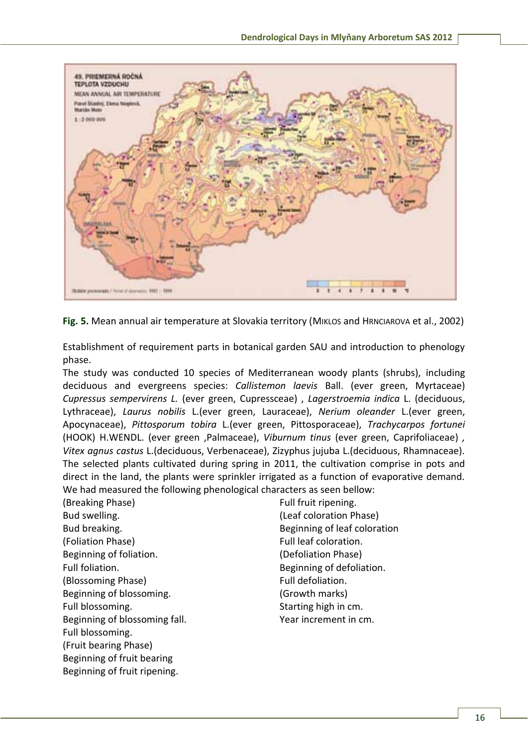**Fig. 5.** Mean annual air temperature at Slovakia territory (MIKLOS and HRNCIAROVA et al., 2002)

Establishment of requirement parts in botanical garden SAU and introduction to phenology phase.

The study was conducted 10 species of Mediterranean woody plants (shrubs), including deciduous and evergreens species: *Callistemon laevis* Ball. (ever green, Myrtaceae) *Cupressus sempervirens L.* (ever green, Cupressceae) , *Lagerstroemia indica* L. (deciduous, Lythraceae), *Laurus nobilis* L.(ever green, Lauraceae), *Nerium oleander* L.(ever green, Apocynaceae), *Pittosporum tobira* L.(ever green, Pittosporaceae), *Trachycarpos fortunei* (HOOK) H.WENDL. (ever green ,Palmaceae), *Viburnum tinus* (ever green, Caprifoliaceae) *, Vitex agnus castus* L.(deciduous, Verbenaceae), Zizyphus jujuba L.(deciduous, Rhamnaceae). The selected plants cultivated during spring in 2011, the cultivation comprise in pots and direct in the land, the plants were sprinkler irrigated as a function of evaporative demand. We had measured the following phenological characters as seen bellow:

(Breaking Phase)
Bud swelling.
Bud breaking.
(Foliation Phase)
Beginning of foliation.
Full foliation.
(Blossoming Phase)
Beginning of blossoming.
Full blossoming.
Beginning of blossoming fall.
Full blossoming.
(Fruit bearing Phase)
Beginning of fruit bearing
Beginning of fruit ripening.
Full fruit ripening.
(Leaf coloration Phase)
Beginning of leaf coloration
Full leaf coloration.
(Defoliation Phase)
Beginning of defoliation.
Full defoliation.
(Growth marks)
Starting high in cm.
Year increment in cm.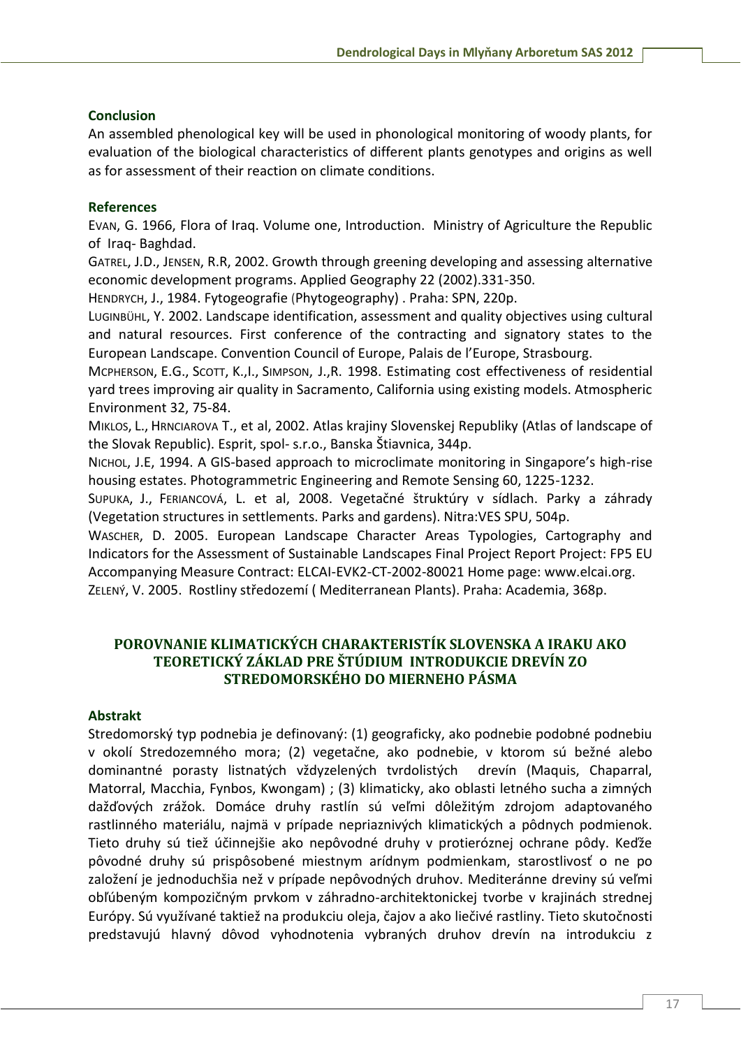## Conclusion

An assembled phenological key will be used in phonological monitoring of woody plants, for evaluation of the biological characteristics of different plants genotypes and origins as well as for assessment of their reaction on climate conditions.

## References

EVAN, G. 1966, Flora of Iraq. Volume one, Introduction. Ministry of Agriculture the Republic of Iraq- Baghdad.

GATREL, J.D., JENSEN, R.R, 2002. Growth through greening developing and assessing alternative economic development programs. Applied Geography 22 (2002).331-350.

HENDRYCH, J., 1984. Fytogeografie (Phytogeography) . Praha: SPN, 220p.

LUGINBÜHL, Y. 2002. Landscape identification, assessment and quality objectives using cultural and natural resources. First conference of the contracting and signatory states to the European Landscape. Convention Council of Europe, Palais de l'Europe, Strasbourg.

MCPHERSON, E.G., SCOTT, K.,I., SIMPSON, J.,R. 1998. Estimating cost effectiveness of residential yard trees improving air quality in Sacramento, California using existing models. Atmospheric Environment 32, 75-84.

MIKLOS, L., HRNCIAROVA T., et al, 2002. Atlas krajiny Slovenskej Republiky (Atlas of landscape of the Slovak Republic). Esprit, spol- s.r.o., Banska Štiavnica, 344p.

NICHOL, J.E, 1994. A GIS-based approach to microclimate monitoring in Singapore's high-rise housing estates. Photogrammetric Engineering and Remote Sensing 60, 1225-1232.

SUPUKA, J., FERIANCOVÁ, L. et al, 2008. Vegetačné štruktúry v sídlach. Parky a záhrady (Vegetation structures in settlements. Parks and gardens). Nitra:VES SPU, 504p.

WASCHER, D. 2005. European Landscape Character Areas Typologies, Cartography and Indicators for the Assessment of Sustainable Landscapes Final Project Report Project: FP5 EU Accompanying Measure Contract: ELCAI-EVK2-CT-2002-80021 Home page: www.elcai.org.

ZELENÝ, V. 2005. Rostliny středozemí ( Mediterranean Plants). Praha: Academia, 368p.

# POROVNANIE KLIMATICKÝCH CHARAKTERISTÍK SLOVENSKA A IRAKU AKO TEORETICKÝ ZÁKLAD PRE ŠTÚDIUM INTRODUKCIE DREVÍN ZO STREDOMORSKÉHO DO MIERNEHO PÁSMA

## Abstrakt

Stredomorský typ podnebia je definovaný: (1) geograficky, ako podnebie podobné podnebiu v okolí Stredozemného mora; (2) vegetačne, ako podnebie, v ktorom sú bežné alebo dominantné porasty listnatých vždyzelených tvrdolistých drevín (Maquis, Chaparral, Matorral, Macchia, Fynbos, Kwongam) ; (3) klimaticky, ako oblasti letného sucha a zimných dažďových zrážok. Domáce druhy rastlín sú veľmi dôležitým zdrojom adaptovaného rastlinného materiálu, najmä v prípade nepriaznivých klimatických a pôdnych podmienok. Tieto druhy sú tiež účinnejšie ako nepôvodné druhy v protieróznej ochrane pôdy. Keďže pôvodné druhy sú prispôsobené miestnym arídnym podmienkam, starostlivosť o ne po založení je jednoduchšia než v prípade nepôvodných druhov. Mediteránne dreviny sú veľmi obľúbeným kompozičným prvkom v záhradno-architektonickej tvorbe v krajinách strednej Európy. Sú využívané taktiež na produkciu oleja, čajov a ako liečivé rastliny. Tieto skutočnosti predstavujú hlavný dôvod vyhodnotenia vybraných druhov drevín na introdukciu z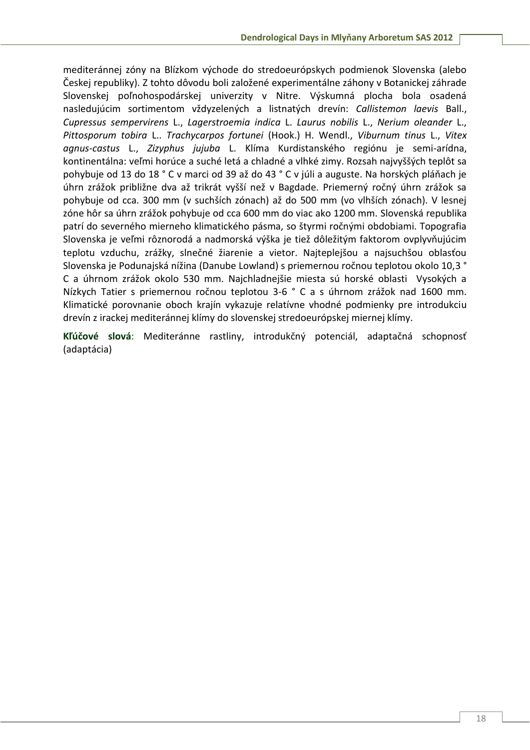mediteránnej zóny na Blízkom východe do stredoeurópskych podmienok Slovenska (alebo Českej republiky). Z tohto dôvodu boli založené experimentálne záhony v Botanickej záhrade Slovenskej poľnohospodárskej univerzity v Nitre. Výskumná plocha bola osadená nasledujúcim sortimentom vždyzelených a listnatých drevín: *Callistemon laevis* Ball., *Cupressus sempervirens* L., *Lagerstroemia indica* L. *Laurus nobilis* L., *Nerium oleander* L., *Pittosporum tobira* L.. *Trachycarpos fortunei* (Hook.) H. Wendl., *Viburnum tinus* L., *Vitex agnus-castus* L., *Zizyphus jujuba* L. Klíma Kurdistanského regiónu je semi-arídna, kontinentálna: veľmi horúce a suché letá a chladné a vlhké zimy. Rozsah najvyšších teplôt sa pohybuje od 13 do 18 ° C v marci od 39 až do 43 ° C v júli a auguste. Na horských pláňach je úhrn zrážok približne dva až trikrát vyšší než v Bagdade. Priemerný ročný úhrn zrážok sa pohybuje od cca. 300 mm (v suchších zónach) až do 500 mm (vo vlhších zónach). V lesnej zóne hôr sa úhrn zrážok pohybuje od cca 600 mm do viac ako 1200 mm. Slovenská republika patrí do severného mierneho klimatického pásma, so štyrmi ročnými obdobiami. Topografia Slovenska je veľmi rôznorodá a nadmorská výška je tiež dôležitým faktorom ovplyvňujúcim teplotu vzduchu, zrážky, slnečné žiarenie a vietor. Najteplejšou a najsuchšou oblasťou Slovenska je Podunajská nížina (Danube Lowland) s priemernou ročnou teplotou okolo 10,3 ° C a úhrnom zrážok okolo 530 mm. Najchladnejšie miesta sú horské oblasti Vysokých a Nízkych Tatier s priemernou ročnou teplotou 3-6 ° C a s úhrnom zrážok nad 1600 mm. Klimatické porovnanie oboch krajín vykazuje relatívne vhodné podmienky pre introdukciu drevín z irackej mediteránnej klímy do slovenskej stredoeurópskej miernej klímy.

**Kľúčové slová**: Mediteránne rastliny, introdukčný potenciál, adaptačná schopnosť (adaptácia)